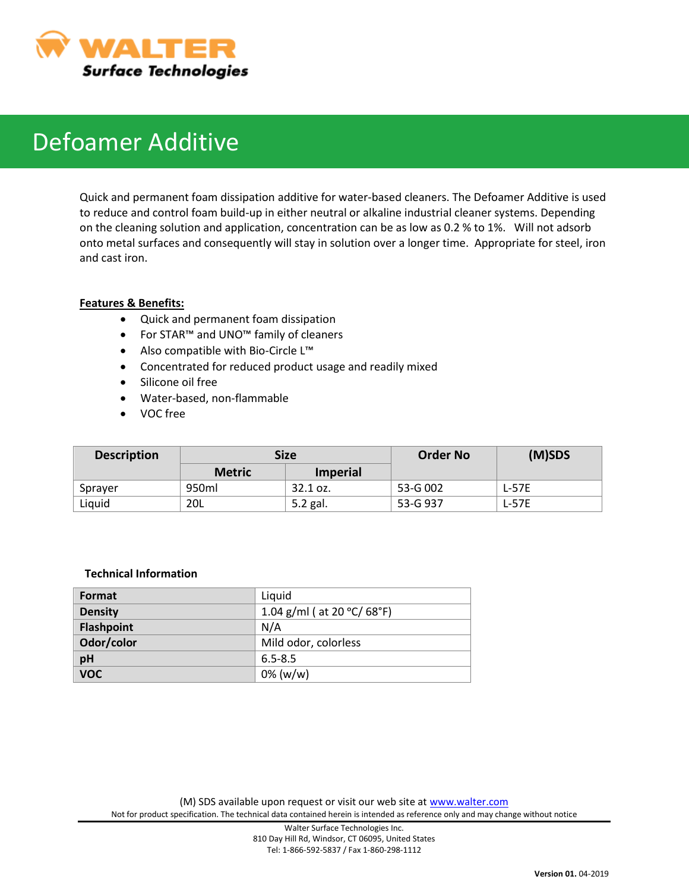# WALTER Surface Technologies

# Defoamer Additive

Quick and permanent foam dissipation additive for water-based cleaners. The Defoamer Additive is used to reduce and control foam build-up in either neutral or alkaline industrial cleaner systems. Depending on the cleaning solution and application, concentration can be as low as 0.2 % to 1%. Will not adsorb onto metal surfaces and consequently will stay in solution over a longer time. Appropriate for steel, iron and cast iron.

**Features & Benefits:**

- Quick and permanent foam dissipation
- For STAR™ and UNO™ family of cleaners
- Also compatible with Bio-Circle L™
- Concentrated for reduced product usage and readily mixed
- Silicone oil free
- Water-based, non-flammable
- VOC free

| Description | Size | | Order No | (M)SDS |
|---|---|---|---|---|
| | Metric | Imperial | | |
| Sprayer | 950ml | 32.1 oz. | 53-G 002 | L-57E |
| Liquid | 20L | 5.2 gal. | 53-G 937 | L-57E |

**Technical Information**

| | |
|---|---|
| **Format** | Liquid |
| **Density** | 1.04 g/ml ( at 20 °C/ 68°F) |
| **Flashpoint** | N/A |
| **Odor/color** | Mild odor, colorless |
| **pH** | 6.5-8.5 |
| **VOC** | 0% (w/w) |

(M) SDS available upon request or visit our web site at www.walter.com

Not for product specification. The technical data contained herein is intended as reference only and may change without notice

Walter Surface Technologies Inc.
810 Day Hill Rd, Windsor, CT 06095, United States
Tel: 1-866-592-5837 / Fax 1-860-298-1112

**Version 01.** 04-2019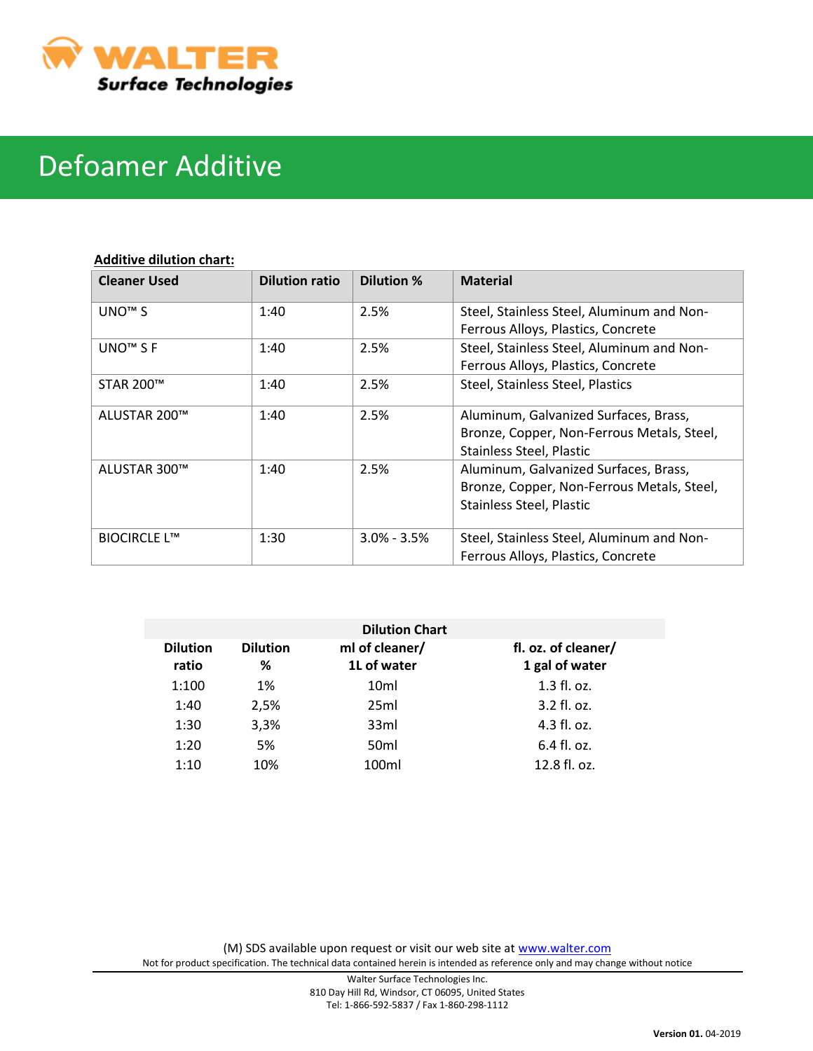# Defoamer Additive

**Additive dilution chart:**

| Cleaner Used | Dilution ratio | Dilution % | Material |
|---|---|---|---|
| UNO™ S | 1:40 | 2.5% | Steel, Stainless Steel, Aluminum and Non-Ferrous Alloys, Plastics, Concrete |
| UNO™ S F | 1:40 | 2.5% | Steel, Stainless Steel, Aluminum and Non-Ferrous Alloys, Plastics, Concrete |
| STAR 200™ | 1:40 | 2.5% | Steel, Stainless Steel, Plastics |
| ALUSTAR 200™ | 1:40 | 2.5% | Aluminum, Galvanized Surfaces, Brass, Bronze, Copper, Non-Ferrous Metals, Steel, Stainless Steel, Plastic |
| ALUSTAR 300™ | 1:40 | 2.5% | Aluminum, Galvanized Surfaces, Brass, Bronze, Copper, Non-Ferrous Metals, Steel, Stainless Steel, Plastic |
| BIOCIRCLE L™ | 1:30 | 3.0% - 3.5% | Steel, Stainless Steel, Aluminum and Non-Ferrous Alloys, Plastics, Concrete |

| Dilution Chart | | | |
|---|---|---|---|
| **Dilution ratio** | **Dilution %** | **ml of cleaner/ 1L of water** | **fl. oz. of cleaner/ 1 gal of water** |
| 1:100 | 1% | 10ml | 1.3 fl. oz. |
| 1:40 | 2,5% | 25ml | 3.2 fl. oz. |
| 1:30 | 3,3% | 33ml | 4.3 fl. oz. |
| 1:20 | 5% | 50ml | 6.4 fl. oz. |
| 1:10 | 10% | 100ml | 12.8 fl. oz. |

(M) SDS available upon request or visit our web site at www.walter.com

Not for product specification. The technical data contained herein is intended as reference only and may change without notice

Walter Surface Technologies Inc.
810 Day Hill Rd, Windsor, CT 06095, United States
Tel: 1-866-592-5837 / Fax 1-860-298-1112

**Version 01.** 04-2019